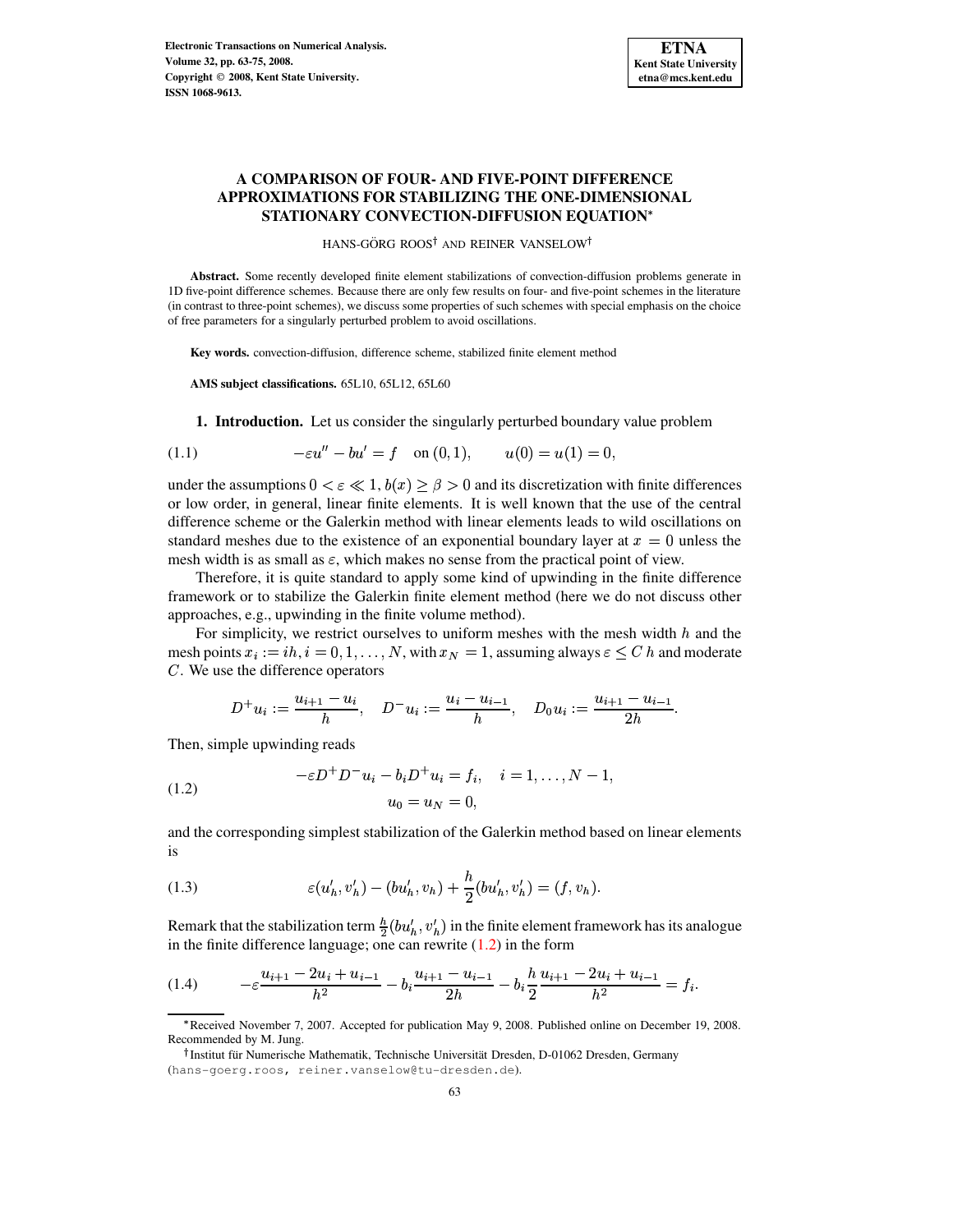# A COMPARISON OF FOUR- AND FIVE-POINT DIFFERENCE APPROXIMATIONS FOR STABILIZING THE ONE-DIMENSIONAL STATIONARY CONVECTION-DIFFUSION EQUATION*

HANS-GÖRG ROOS[†] AND REINER VANSELOW[†]

**Abstract.** Some recently developed finite element stabilizations of convection-diffusion problems generate in 1D five-point difference schemes. Because there are only few results on four- and five-point schemes in the literature (in contrast to three-point schemes), we discuss some properties of such schemes with special emphasis on the choice of free parameters for a singularly perturbed problem to avoid oscillations.

**Key words.** convection-diffusion, difference scheme, stabilized finite element method

**AMS subject classifications.** 65L10, 65L12, 65L60

## 1. Introduction.

Let us consider the singularly perturbed boundary value problem

$$-\varepsilon u'' - bu' = f \quad \text{on } (0,1), \qquad u(0) = u(1) = 0, \tag{1.1}$$

under the assumptions $0 < \varepsilon \ll 1$, $b(x) \geq \beta > 0$ and its discretization with finite differences or low order, in general, linear finite elements. It is well known that the use of the central difference scheme or the Galerkin method with linear elements leads to wild oscillations on standard meshes due to the existence of an exponential boundary layer at $x = 0$ unless the mesh width is as small as $\varepsilon$, which makes no sense from the practical point of view.

Therefore, it is quite standard to apply some kind of upwinding in the finite difference framework or to stabilize the Galerkin finite element method (here we do not discuss other approaches, e.g., upwinding in the finite volume method).

For simplicity, we restrict ourselves to uniform meshes with the mesh width $h$ and the mesh points $x_i := ih, i = 0, 1, \ldots, N$, with $x_N = 1$, assuming always $\varepsilon \leq C\,h$ and moderate $C$. We use the difference operators

$$D^+u_i := \frac{u_{i+1} - u_i}{h}, \quad D^-u_i := \frac{u_i - u_{i-1}}{h}, \quad D_0 u_i := \frac{u_{i+1} - u_{i-1}}{2h}.$$

Then, simple upwinding reads

$$\begin{aligned} -\varepsilon D^+D^-u_i - b_i D^+u_i &= f_i, \quad i = 1, \ldots, N-1, \\ u_0 = u_N &= 0, \end{aligned} \tag{1.2}$$

and the corresponding simplest stabilization of the Galerkin method based on linear elements is

$$\varepsilon(u_h', v_h') - (bu_h', v_h) + \frac{h}{2}(bu_h', v_h') = (f, v_h). \tag{1.3}$$

Remark that the stabilization term $\frac{h}{2}(bu_h', v_h')$ in the finite element framework has its analogue in the finite difference language; one can rewrite (1.2) in the form

$$-\varepsilon\frac{u_{i+1} - 2u_i + u_{i-1}}{h^2} - b_i\frac{u_{i+1} - u_{i-1}}{2h} - b_i\frac{h}{2}\frac{u_{i+1} - 2u_i + u_{i-1}}{h^2} = f_i. \tag{1.4}$$

---

*Received November 7, 2007. Accepted for publication May 9, 2008. Published online on December 19, 2008. Recommended by M. Jung.

[†]Institut für Numerische Mathematik, Technische Universität Dresden, D-01062 Dresden, Germany (hans-goerg.roos, reiner.vanselow@tu-dresden.de).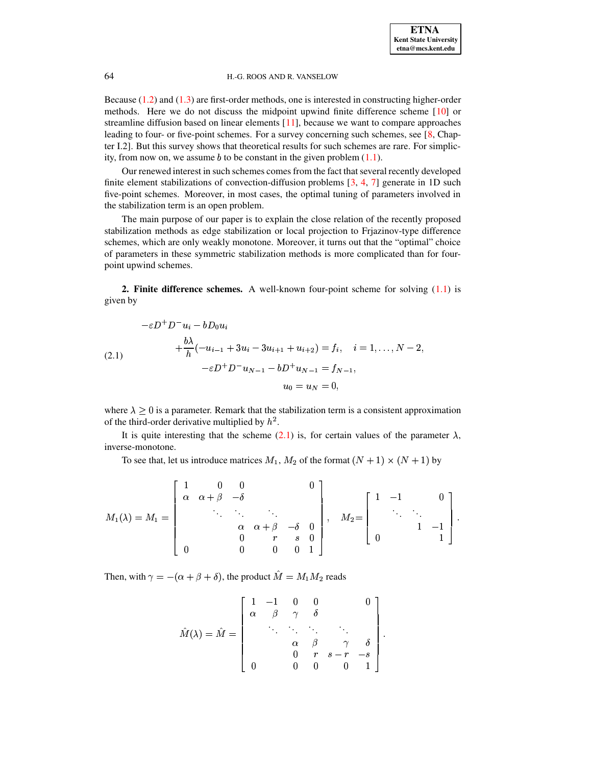Because (1.2) and (1.3) are first-order methods, one is interested in constructing higher-order methods. Here we do not discuss the midpoint upwind finite difference scheme [10] or streamline diffusion based on linear elements [11], because we want to compare approaches leading to four- or five-point schemes. For a survey concerning such schemes, see [8, Chapter I.2]. But this survey shows that theoretical results for such schemes are rare. For simplicity, from now on, we assume $b$ to be constant in the given problem (1.1).

Our renewed interest in such schemes comes from the fact that several recently developed finite element stabilizations of convection-diffusion problems [3, 4, 7] generate in 1D such five-point schemes. Moreover, in most cases, the optimal tuning of parameters involved in the stabilization term is an open problem.

The main purpose of our paper is to explain the close relation of the recently proposed stabilization methods as edge stabilization or local projection to Frjazinov-type difference schemes, which are only weakly monotone. Moreover, it turns out that the "optimal" choice of parameters in these symmetric stabilization methods is more complicated than for four-point upwind schemes.

**2. Finite difference schemes.** A well-known four-point scheme for solving (1.1) is given by

$$
\begin{aligned}
&-\varepsilon D^+D^-u_i - bD_0u_i \\
&\qquad + \frac{b\lambda}{h}(-u_{i-1} + 3u_i - 3u_{i+1} + u_{i+2}) = f_i, \quad i = 1, \ldots, N-2, \\
&\qquad\qquad -\varepsilon D^+D^-u_{N-1} - bD^+u_{N-1} = f_{N-1}, \\
&\qquad\qquad\qquad u_0 = u_N = 0,
\end{aligned}
\tag{2.1}
$$

where $\lambda \geq 0$ is a parameter. Remark that the stabilization term is a consistent approximation of the third-order derivative multiplied by $h^2$.

It is quite interesting that the scheme (2.1) is, for certain values of the parameter $\lambda$, inverse-monotone.

To see that, let us introduce matrices $M_1$, $M_2$ of the format $(N+1) \times (N+1)$ by

$$
M_1(\lambda) = M_1 = \begin{bmatrix}
1 & 0 & 0 & & & 0 \\
\alpha & \alpha+\beta & -\delta & & & \\
& \ddots & \ddots & \ddots & & \\
& & \alpha & \alpha+\beta & -\delta & 0 \\
& & 0 & r & s & 0 \\
0 & & 0 & 0 & 0 & 1
\end{bmatrix}, \quad
M_2 = \begin{bmatrix}
1 & -1 & & 0 \\
& \ddots & \ddots & \\
& & 1 & -1 \\
0 & & & 1
\end{bmatrix}.
$$

Then, with $\gamma = -(\alpha + \beta + \delta)$, the product $\hat{M} = M_1 M_2$ reads

$$
\hat{M}(\lambda) = \hat{M} = \begin{bmatrix}
1 & -1 & 0 & 0 & & 0 \\
\alpha & \beta & \gamma & \delta & & \\
& \ddots & \ddots & \ddots & \ddots & \\
& & \alpha & \beta & \gamma & \delta \\
& & 0 & r & s-r & -s \\
0 & & 0 & 0 & 0 & 1
\end{bmatrix}.
$$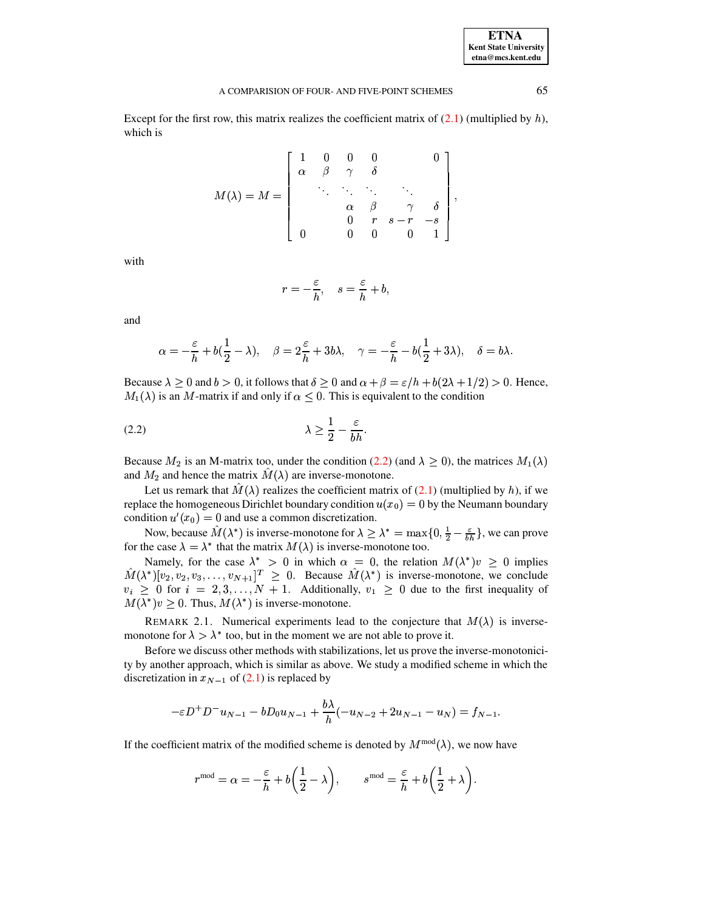Except for the first row, this matrix realizes the coefficient matrix of (2.1) (multiplied by $h$), which is

$$
M(\lambda) = M = \begin{bmatrix} 1 & 0 & 0 & 0 & & 0 \\ \alpha & \beta & \gamma & \delta & & \\ & \ddots & \ddots & \ddots & \ddots & \\ & & \alpha & \beta & \gamma & \delta \\ & & 0 & r & s-r & -s \\ 0 & & 0 & 0 & 0 & 1 \end{bmatrix},
$$

with

$$
r = -\frac{\varepsilon}{h}, \quad s = \frac{\varepsilon}{h} + b,
$$

and

$$
\alpha = -\frac{\varepsilon}{h} + b(\frac{1}{2} - \lambda), \quad \beta = 2\frac{\varepsilon}{h} + 3b\lambda, \quad \gamma = -\frac{\varepsilon}{h} - b(\frac{1}{2} + 3\lambda), \quad \delta = b\lambda.
$$

Because $\lambda \geq 0$ and $b > 0$, it follows that $\delta \geq 0$ and $\alpha + \beta = \varepsilon/h + b(2\lambda + 1/2) > 0$. Hence, $M_1(\lambda)$ is an $M$-matrix if and only if $\alpha \leq 0$. This is equivalent to the condition

$$
\lambda \geq \frac{1}{2} - \frac{\varepsilon}{bh}. \tag{2.2}
$$

Because $M_2$ is an M-matrix too, under the condition (2.2) (and $\lambda \geq 0$), the matrices $M_1(\lambda)$ and $M_2$ and hence the matrix $\hat{M}(\lambda)$ are inverse-monotone.

Let us remark that $\hat{M}(\lambda)$ realizes the coefficient matrix of (2.1) (multiplied by $h$), if we replace the homogeneous Dirichlet boundary condition $u(x_0) = 0$ by the Neumann boundary condition $u'(x_0) = 0$ and use a common discretization.

Now, because $\hat{M}(\lambda^*)$ is inverse-monotone for $\lambda \geq \lambda^* = \max\{0, \frac{1}{2} - \frac{\varepsilon}{bh}\}$, we can prove for the case $\lambda = \lambda^*$ that the matrix $M(\lambda)$ is inverse-monotone too.

Namely, for the case $\lambda^* > 0$ in which $\alpha = 0$, the relation $M(\lambda^*)v \geq 0$ implies $\hat{M}(\lambda^*)[v_2, v_2, v_3, \ldots, v_{N+1}]^T \geq 0$. Because $\hat{M}(\lambda^*)$ is inverse-monotone, we conclude $v_i \geq 0$ for $i = 2, 3, \ldots, N+1$. Additionally, $v_1 \geq 0$ due to the first inequality of $M(\lambda^*)v \geq 0$. Thus, $M(\lambda^*)$ is inverse-monotone.

REMARK 2.1. Numerical experiments lead to the conjecture that $M(\lambda)$ is inverse-monotone for $\lambda > \lambda^*$ too, but in the moment we are not able to prove it.

Before we discuss other methods with stabilizations, let us prove the inverse-monotonicity by another approach, which is similar as above. We study a modified scheme in which the discretization in $x_{N-1}$ of (2.1) is replaced by

$$
-\varepsilon D^+ D^- u_{N-1} - bD_0 u_{N-1} + \frac{b\lambda}{h}(-u_{N-2} + 2u_{N-1} - u_N) = f_{N-1}.
$$

If the coefficient matrix of the modified scheme is denoted by $M^{\text{mod}}(\lambda)$, we now have

$$
r^{\text{mod}} = \alpha = -\frac{\varepsilon}{h} + b\left(\frac{1}{2} - \lambda\right), \qquad s^{\text{mod}} = \frac{\varepsilon}{h} + b\left(\frac{1}{2} + \lambda\right).
$$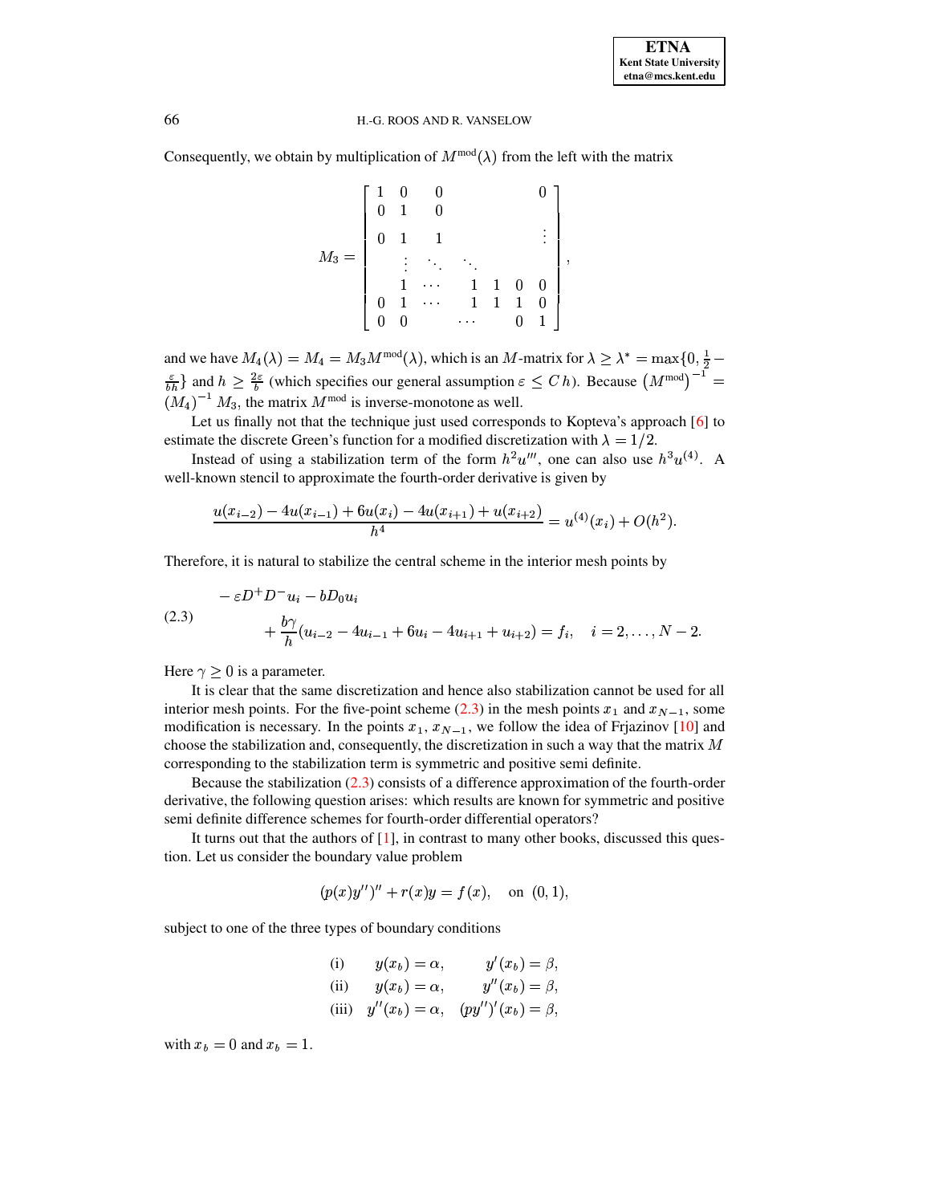Consequently, we obtain by multiplication of $M^{\text{mod}}(\lambda)$ from the left with the matrix

$$
M_3 = \begin{bmatrix}
1 & 0 & 0 & & & & 0 \\
0 & 1 & 0 & & & & \\
0 & 1 & 1 & & & & \vdots \\
 & \vdots & \ddots & \ddots & & & \\
 & 1 & \cdots & 1 & 1 & 0 & 0 \\
0 & 1 & \cdots & 1 & 1 & 1 & 0 \\
0 & 0 & & \cdots & & 0 & 1
\end{bmatrix},
$$

and we have $M_4(\lambda) = M_4 = M_3 M^{\text{mod}}(\lambda)$, which is an $M$-matrix for $\lambda \geq \lambda^* = \max\{0, \frac{1}{2} - \frac{\varepsilon}{bh}\}$ and $h \geq \frac{2\varepsilon}{b}$ (which specifies our general assumption $\varepsilon \leq C\,h$). Because $\left(M^{\text{mod}}\right)^{-1} = (M_4)^{-1} M_3$, the matrix $M^{\text{mod}}$ is inverse-monotone as well.

Let us finally not that the technique just used corresponds to Kopteva's approach [6] to estimate the discrete Green's function for a modified discretization with $\lambda = 1/2$.

Instead of using a stabilization term of the form $h^2 u'''$, one can also use $h^3 u^{(4)}$. A well-known stencil to approximate the fourth-order derivative is given by

$$
\frac{u(x_{i-2}) - 4u(x_{i-1}) + 6u(x_i) - 4u(x_{i+1}) + u(x_{i+2})}{h^4} = u^{(4)}(x_i) + O(h^2).
$$

Therefore, it is natural to stabilize the central scheme in the interior mesh points by

$$
\begin{aligned}
&-\varepsilon D^+ D^- u_i - b D_0 u_i \\
&\qquad + \frac{b\gamma}{h}(u_{i-2} - 4u_{i-1} + 6u_i - 4u_{i+1} + u_{i+2}) = f_i, \quad i = 2, \ldots, N-2.
\end{aligned} \tag{2.3}
$$

Here $\gamma \geq 0$ is a parameter.

It is clear that the same discretization and hence also stabilization cannot be used for all interior mesh points. For the five-point scheme (2.3) in the mesh points $x_1$ and $x_{N-1}$, some modification is necessary. In the points $x_1$, $x_{N-1}$, we follow the idea of Frjazinov [10] and choose the stabilization and, consequently, the discretization in such a way that the matrix $M$ corresponding to the stabilization term is symmetric and positive semi definite.

Because the stabilization (2.3) consists of a difference approximation of the fourth-order derivative, the following question arises: which results are known for symmetric and positive semi definite difference schemes for fourth-order differential operators?

It turns out that the authors of [1], in contrast to many other books, discussed this question. Let us consider the boundary value problem

$$
(p(x)y'')'' + r(x)y = f(x), \quad \text{on } (0,1),
$$

subject to one of the three types of boundary conditions

$$
\begin{aligned}
&\text{(i)} \quad && y(x_b) = \alpha, \quad && y'(x_b) = \beta, \\
&\text{(ii)} \quad && y(x_b) = \alpha, \quad && y''(x_b) = \beta, \\
&\text{(iii)} \quad && y''(x_b) = \alpha, \quad && (py'')'(x_b) = \beta,
\end{aligned}
$$

with $x_b = 0$ and $x_b = 1$.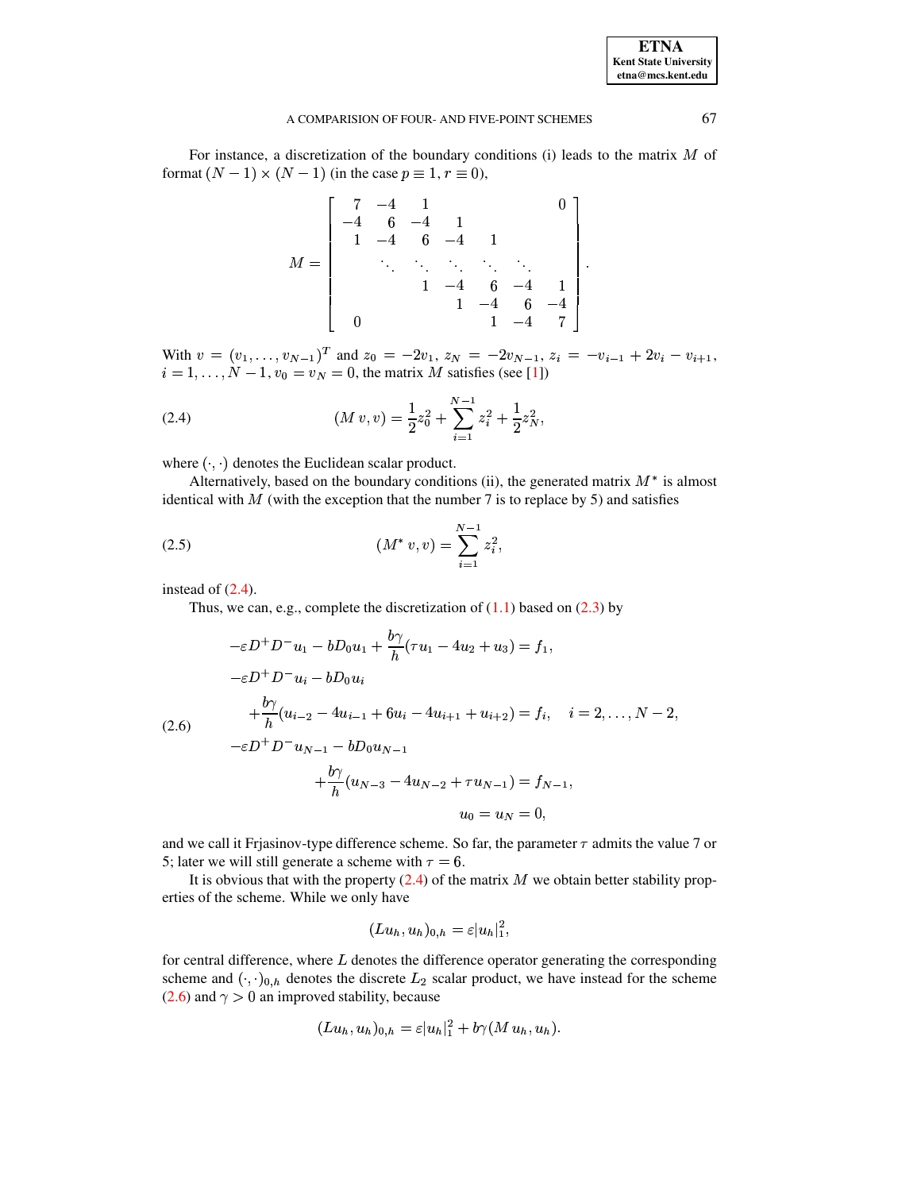For instance, a discretization of the boundary conditions (i) leads to the matrix $M$ of format $(N-1)\times(N-1)$ (in the case $p\equiv 1$, $r\equiv 0$),

$$M=\begin{bmatrix} 7 & -4 & 1 & & & & 0 \\ -4 & 6 & -4 & 1 & & & \\ 1 & -4 & 6 & -4 & 1 & & \\ & \ddots & \ddots & \ddots & \ddots & \ddots & \\ & & 1 & -4 & 6 & -4 & 1 \\ & & & 1 & -4 & 6 & -4 \\ 0 & & & & 1 & -4 & 7 \end{bmatrix}.$$

With $v=(v_1,\ldots,v_{N-1})^T$ and $z_0=-2v_1$, $z_N=-2v_{N-1}$, $z_i=-v_{i-1}+2v_i-v_{i+1}$, $i=1,\ldots,N-1$, $v_0=v_N=0$, the matrix $M$ satisfies (see [1])

$$(M\,v,v)=\frac{1}{2}z_0^2+\sum_{i=1}^{N-1}z_i^2+\frac{1}{2}z_N^2, \tag{2.4}$$

where $(\cdot,\cdot)$ denotes the Euclidean scalar product.

Alternatively, based on the boundary conditions (ii), the generated matrix $M^*$ is almost identical with $M$ (with the exception that the number 7 is to replace by 5) and satisfies

$$(M^*\,v,v)=\sum_{i=1}^{N-1}z_i^2, \tag{2.5}$$

instead of (2.4).

Thus, we can, e.g., complete the discretization of (1.1) based on (2.3) by

$$\begin{aligned}
&-\varepsilon D^+D^-u_1-bD_0u_1+\frac{b\gamma}{h}(\tau u_1-4u_2+u_3)=f_1,\\
&-\varepsilon D^+D^-u_i-bD_0u_i\\
&\qquad+\frac{b\gamma}{h}(u_{i-2}-4u_{i-1}+6u_i-4u_{i+1}+u_{i+2})=f_i,\quad i=2,\ldots,N-2,\\
&-\varepsilon D^+D^-u_{N-1}-bD_0u_{N-1}\\
&\qquad\qquad+\frac{b\gamma}{h}(u_{N-3}-4u_{N-2}+\tau u_{N-1})=f_{N-1},\\
&\qquad\qquad\qquad u_0=u_N=0,
\end{aligned} \tag{2.6}$$

and we call it Frjasinov-type difference scheme. So far, the parameter $\tau$ admits the value 7 or 5; later we will still generate a scheme with $\tau=6$.

It is obvious that with the property (2.4) of the matrix $M$ we obtain better stability properties of the scheme. While we only have

$$(Lu_h,u_h)_{0,h}=\varepsilon|u_h|_1^2,$$

for central difference, where $L$ denotes the difference operator generating the corresponding scheme and $(\cdot,\cdot)_{0,h}$ denotes the discrete $L_2$ scalar product, we have instead for the scheme (2.6) and $\gamma>0$ an improved stability, because

$$(Lu_h,u_h)_{0,h}=\varepsilon|u_h|_1^2+b\gamma(M\,u_h,u_h).$$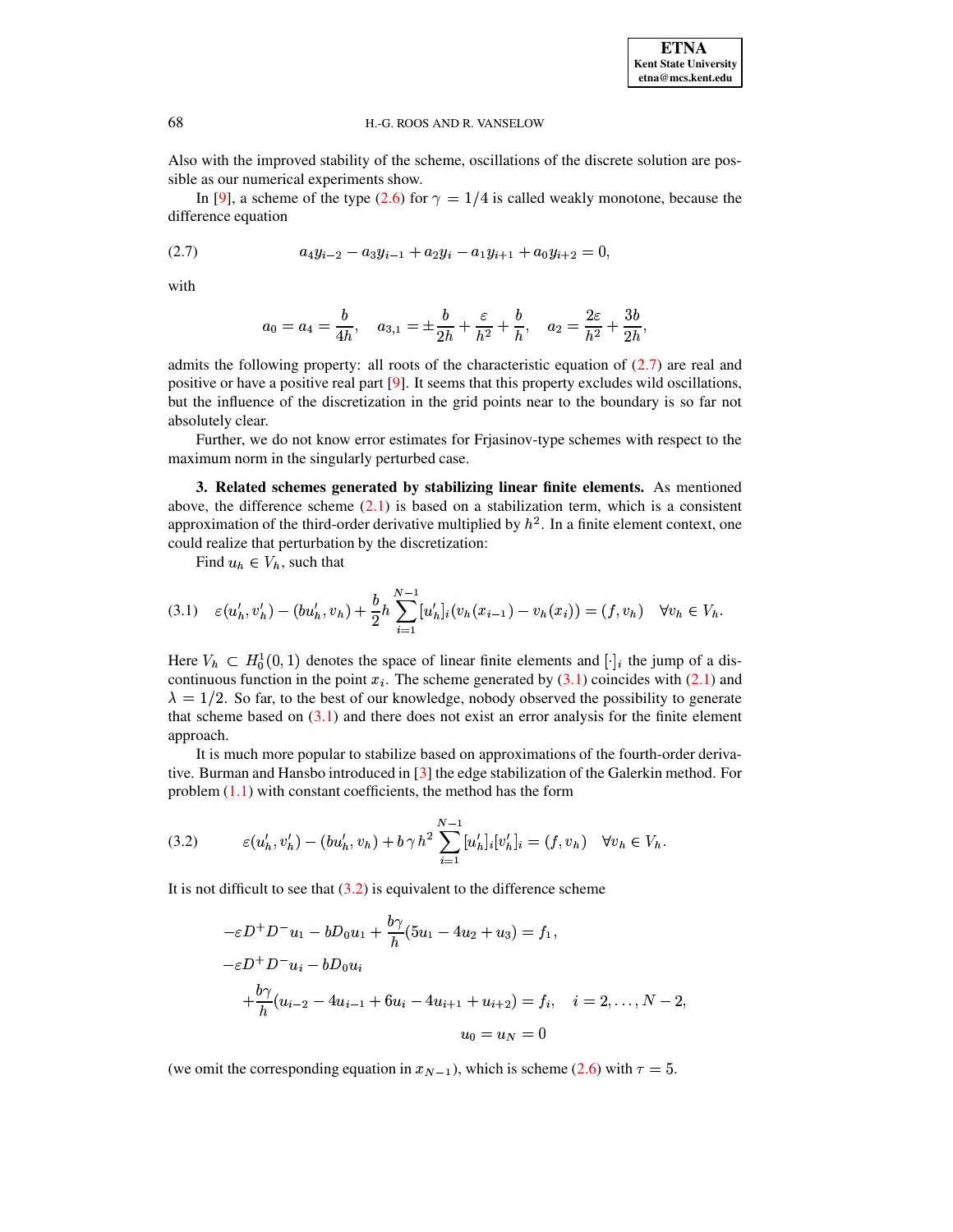Also with the improved stability of the scheme, oscillations of the discrete solution are possible as our numerical experiments show.

In [9], a scheme of the type (2.6) for $\gamma = 1/4$ is called weakly monotone, because the difference equation

$$a_4 y_{i-2} - a_3 y_{i-1} + a_2 y_i - a_1 y_{i+1} + a_0 y_{i+2} = 0, \tag{2.7}$$

with

$$a_0 = a_4 = \frac{b}{4h}, \quad a_{3,1} = \pm\frac{b}{2h} + \frac{\varepsilon}{h^2} + \frac{b}{h}, \quad a_2 = \frac{2\varepsilon}{h^2} + \frac{3b}{2h},$$

admits the following property: all roots of the characteristic equation of (2.7) are real and positive or have a positive real part [9]. It seems that this property excludes wild oscillations, but the influence of the discretization in the grid points near to the boundary is so far not absolutely clear.

Further, we do not know error estimates for Frjasinov-type schemes with respect to the maximum norm in the singularly perturbed case.

**3. Related schemes generated by stabilizing linear finite elements.** As mentioned above, the difference scheme (2.1) is based on a stabilization term, which is a consistent approximation of the third-order derivative multiplied by $h^2$. In a finite element context, one could realize that perturbation by the discretization:

Find $u_h \in V_h$, such that

$$\varepsilon(u_h', v_h') - (b u_h', v_h) + \frac{b}{2} h \sum_{i=1}^{N-1} [u_h']_i (v_h(x_{i-1}) - v_h(x_i)) = (f, v_h) \quad \forall v_h \in V_h. \tag{3.1}$$

Here $V_h \subset H_0^1(0,1)$ denotes the space of linear finite elements and $[\cdot]_i$ the jump of a discontinuous function in the point $x_i$. The scheme generated by (3.1) coincides with (2.1) and $\lambda = 1/2$. So far, to the best of our knowledge, nobody observed the possibility to generate that scheme based on (3.1) and there does not exist an error analysis for the finite element approach.

It is much more popular to stabilize based on approximations of the fourth-order derivative. Burman and Hansbo introduced in [3] the edge stabilization of the Galerkin method. For problem (1.1) with constant coefficients, the method has the form

$$\varepsilon(u_h', v_h') - (b u_h', v_h) + b\,\gamma\, h^2 \sum_{i=1}^{N-1} [u_h']_i [v_h']_i = (f, v_h) \quad \forall v_h \in V_h. \tag{3.2}$$

It is not difficult to see that (3.2) is equivalent to the difference scheme

$$\begin{aligned}
&-\varepsilon D^+ D^- u_1 - b D_0 u_1 + \frac{b\gamma}{h}(5u_1 - 4u_2 + u_3) = f_1, \\
&-\varepsilon D^+ D^- u_i - b D_0 u_i \\
&\qquad + \frac{b\gamma}{h}(u_{i-2} - 4u_{i-1} + 6u_i - 4u_{i+1} + u_{i+2}) = f_i, \quad i = 2, \ldots, N-2, \\
&\qquad\qquad\qquad\qquad\qquad\qquad u_0 = u_N = 0
\end{aligned}$$

(we omit the corresponding equation in $x_{N-1}$), which is scheme (2.6) with $\tau = 5$.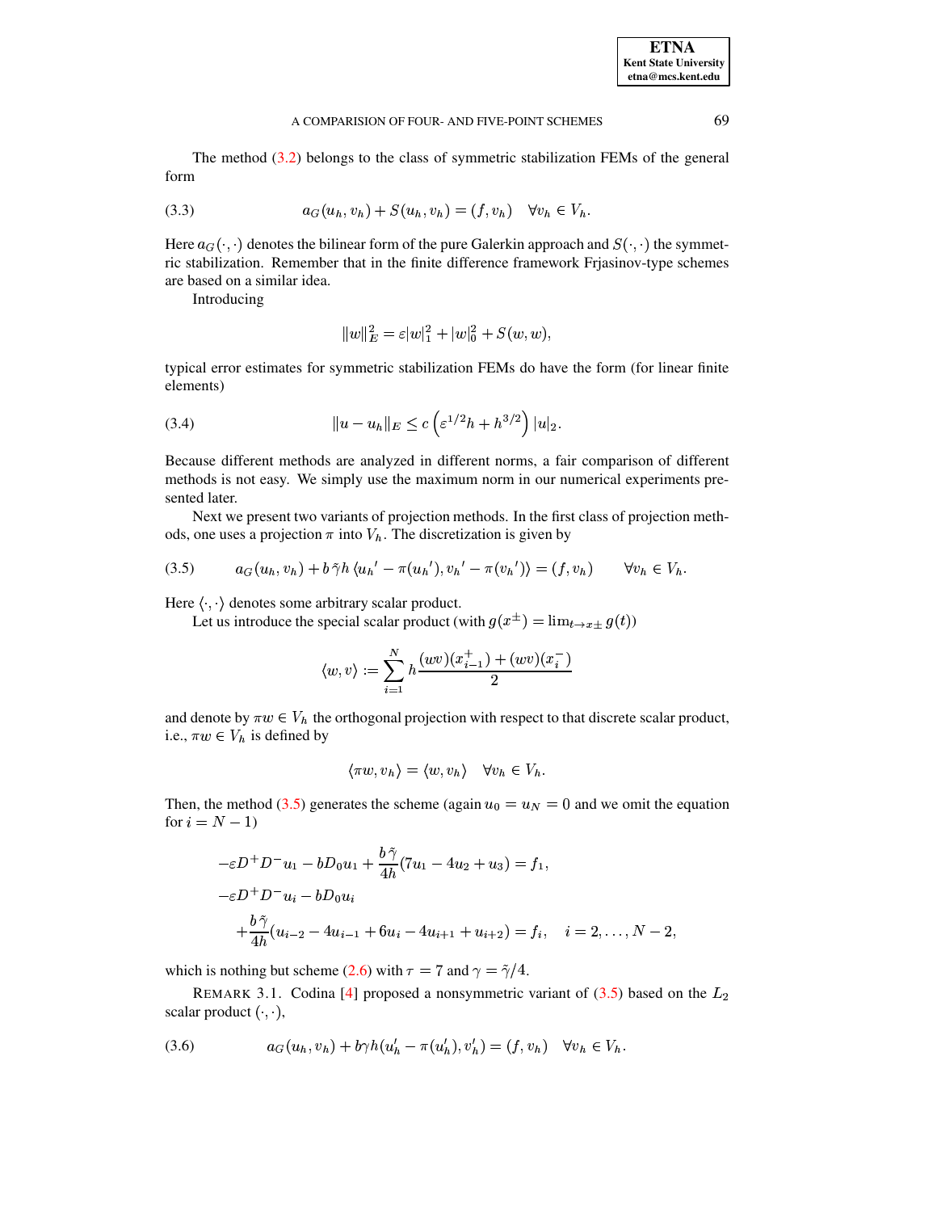The method (3.2) belongs to the class of symmetric stabilization FEMs of the general form

$$a_G(u_h, v_h) + S(u_h, v_h) = (f, v_h) \quad \forall v_h \in V_h. \tag{3.3}$$

Here $a_G(\cdot,\cdot)$ denotes the bilinear form of the pure Galerkin approach and $S(\cdot,\cdot)$ the symmetric stabilization. Remember that in the finite difference framework Frjasinov-type schemes are based on a similar idea.

Introducing

$$\|w\|_E^2 = \varepsilon |w|_1^2 + |w|_0^2 + S(w,w),$$

typical error estimates for symmetric stabilization FEMs do have the form (for linear finite elements)

$$\|u - u_h\|_E \le c \left( \varepsilon^{1/2} h + h^{3/2} \right) |u|_2. \tag{3.4}$$

Because different methods are analyzed in different norms, a fair comparison of different methods is not easy. We simply use the maximum norm in our numerical experiments presented later.

Next we present two variants of projection methods. In the first class of projection methods, one uses a projection $\pi$ into $V_h$. The discretization is given by

$$a_G(u_h, v_h) + b\,\tilde{\gamma} h \,\langle {u_h}' - \pi({u_h}'), {v_h}' - \pi({v_h}') \rangle = (f, v_h) \qquad \forall v_h \in V_h. \tag{3.5}$$

Here $\langle \cdot, \cdot \rangle$ denotes some arbitrary scalar product.

Let us introduce the special scalar product (with $g(x^\pm) = \lim_{t \to x\pm} g(t)$)

$$\langle w, v \rangle := \sum_{i=1}^{N} h \frac{(wv)(x_{i-1}^+) + (wv)(x_i^-)}{2}$$

and denote by $\pi w \in V_h$ the orthogonal projection with respect to that discrete scalar product, i.e., $\pi w \in V_h$ is defined by

$$\langle \pi w, v_h \rangle = \langle w, v_h \rangle \quad \forall v_h \in V_h.$$

Then, the method (3.5) generates the scheme (again $u_0 = u_N = 0$ and we omit the equation for $i = N-1$)

$$\begin{aligned}
&-\varepsilon D^+ D^- u_1 - b D_0 u_1 + \frac{b\,\tilde{\gamma}}{4h}(7u_1 - 4u_2 + u_3) = f_1, \\
&-\varepsilon D^+ D^- u_i - b D_0 u_i \\
&\qquad + \frac{b\,\tilde{\gamma}}{4h}(u_{i-2} - 4u_{i-1} + 6u_i - 4u_{i+1} + u_{i+2}) = f_i, \quad i = 2, \dots, N-2,
\end{aligned}$$

which is nothing but scheme (2.6) with $\tau = 7$ and $\gamma = \tilde{\gamma}/4$.

REMARK 3.1. Codina [4] proposed a nonsymmetric variant of (3.5) based on the $L_2$ scalar product $(\cdot,\cdot)$,

$$a_G(u_h, v_h) + b\gamma h (u_h' - \pi(u_h'), v_h') = (f, v_h) \quad \forall v_h \in V_h. \tag{3.6}$$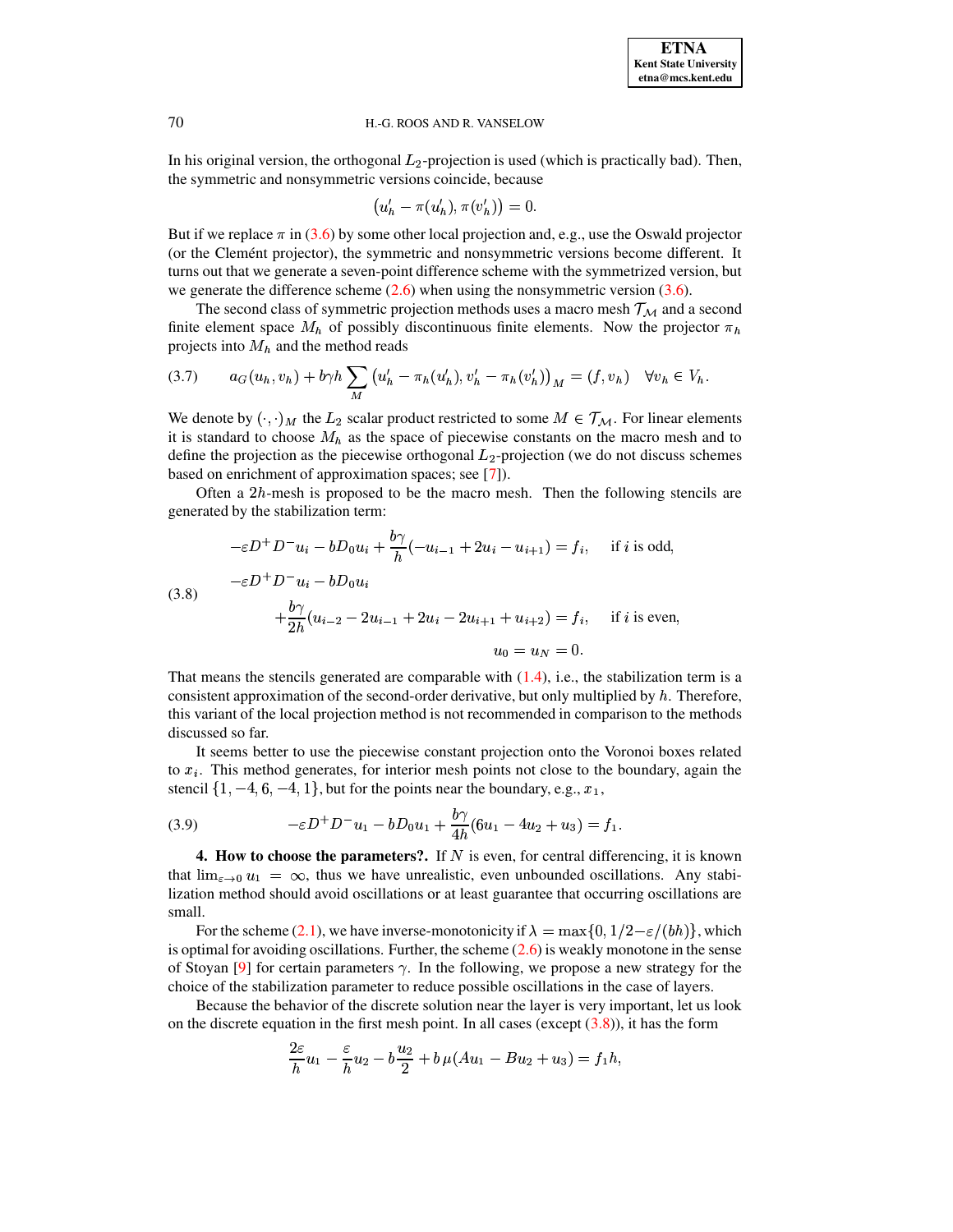In his original version, the orthogonal $L_2$-projection is used (which is practically bad). Then, the symmetric and nonsymmetric versions coincide, because

$$\left(u_h' - \pi(u_h'), \pi(v_h')\right) = 0.$$

But if we replace $\pi$ in (3.6) by some other local projection and, e.g., use the Oswald projector (or the Clemént projector), the symmetric and nonsymmetric versions become different. It turns out that we generate a seven-point difference scheme with the symmetrized version, but we generate the difference scheme (2.6) when using the nonsymmetric version (3.6).

The second class of symmetric projection methods uses a macro mesh $\mathcal{T}_{\mathcal{M}}$ and a second finite element space $M_h$ of possibly discontinuous finite elements. Now the projector $\pi_h$ projects into $M_h$ and the method reads

$$a_G(u_h, v_h) + b\gamma h \sum_M \left(u_h' - \pi_h(u_h'), v_h' - \pi_h(v_h')\right)_M = (f, v_h) \quad \forall v_h \in V_h. \tag{3.7}$$

We denote by $(\cdot,\cdot)_M$ the $L_2$ scalar product restricted to some $M \in \mathcal{T}_{\mathcal{M}}$. For linear elements it is standard to choose $M_h$ as the space of piecewise constants on the macro mesh and to define the projection as the piecewise orthogonal $L_2$-projection (we do not discuss schemes based on enrichment of approximation spaces; see [7]).

Often a $2h$-mesh is proposed to be the macro mesh. Then the following stencils are generated by the stabilization term:

$$\begin{aligned}
&-\varepsilon D^+D^- u_i - bD_0 u_i + \frac{b\gamma}{h}(-u_{i-1} + 2u_i - u_{i+1}) = f_i, \quad \text{if } i \text{ is odd},\\
&-\varepsilon D^+D^- u_i - bD_0 u_i\\
&\qquad + \frac{b\gamma}{2h}(u_{i-2} - 2u_{i-1} + 2u_i - 2u_{i+1} + u_{i+2}) = f_i, \quad \text{if } i \text{ is even},\\
&\qquad\qquad u_0 = u_N = 0.
\end{aligned} \tag{3.8}$$

That means the stencils generated are comparable with (1.4), i.e., the stabilization term is a consistent approximation of the second-order derivative, but only multiplied by $h$. Therefore, this variant of the local projection method is not recommended in comparison to the methods discussed so far.

It seems better to use the piecewise constant projection onto the Voronoi boxes related to $x_i$. This method generates, for interior mesh points not close to the boundary, again the stencil $\{1, -4, 6, -4, 1\}$, but for the points near the boundary, e.g., $x_1$,

$$-\varepsilon D^+D^- u_1 - bD_0 u_1 + \frac{b\gamma}{4h}(6u_1 - 4u_2 + u_3) = f_1. \tag{3.9}$$

**4. How to choose the parameters?.** If $N$ is even, for central differencing, it is known that $\lim_{\varepsilon\to 0} u_1 = \infty$, thus we have unrealistic, even unbounded oscillations. Any stabilization method should avoid oscillations or at least guarantee that occurring oscillations are small.

For the scheme (2.1), we have inverse-monotonicity if $\lambda = \max\{0, 1/2 - \varepsilon/(bh)\}$, which is optimal for avoiding oscillations. Further, the scheme (2.6) is weakly monotone in the sense of Stoyan [9] for certain parameters $\gamma$. In the following, we propose a new strategy for the choice of the stabilization parameter to reduce possible oscillations in the case of layers.

Because the behavior of the discrete solution near the layer is very important, let us look on the discrete equation in the first mesh point. In all cases (except (3.8)), it has the form

$$\frac{2\varepsilon}{h}u_1 - \frac{\varepsilon}{h}u_2 - b\frac{u_2}{2} + b\,\mu(Au_1 - Bu_2 + u_3) = f_1 h,$$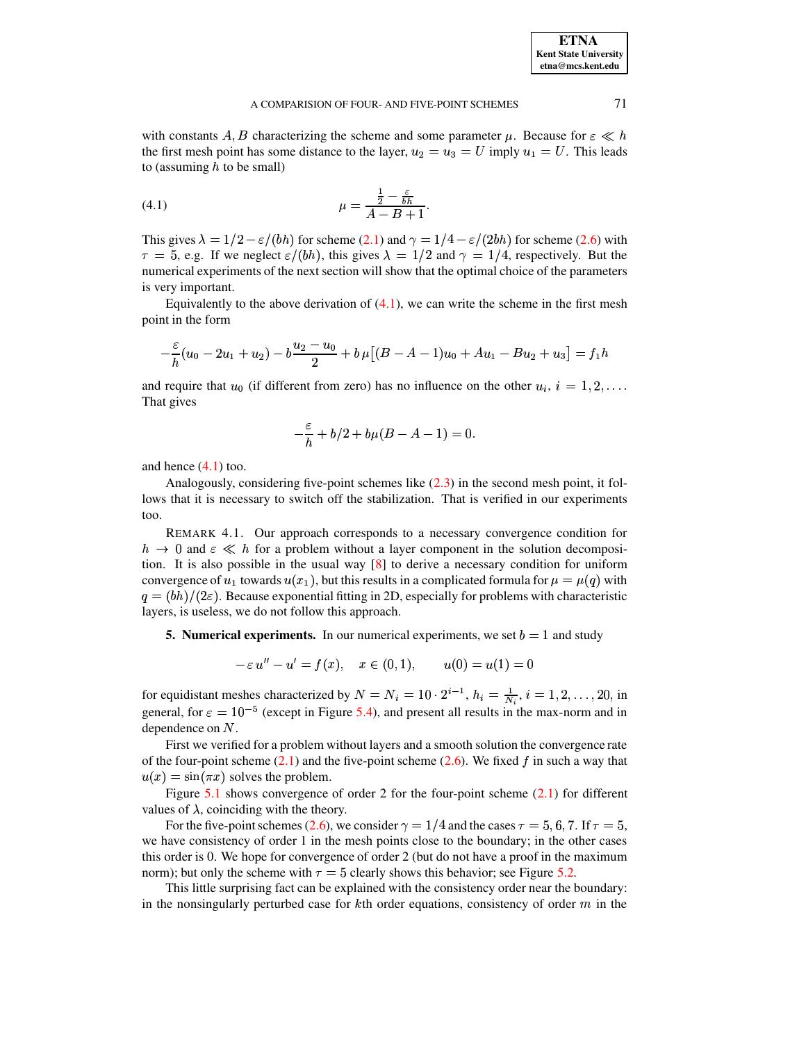with constants $A, B$ characterizing the scheme and some parameter $\mu$. Because for $\varepsilon \ll h$ the first mesh point has some distance to the layer, $u_2 = u_3 = U$ imply $u_1 = U$. This leads to (assuming $h$ to be small)

$$\mu = \frac{\frac{1}{2} - \frac{\varepsilon}{bh}}{A - B + 1}. \tag{4.1}$$

This gives $\lambda = 1/2 - \varepsilon/(bh)$ for scheme (2.1) and $\gamma = 1/4 - \varepsilon/(2bh)$ for scheme (2.6) with $\tau = 5$, e.g. If we neglect $\varepsilon/(bh)$, this gives $\lambda = 1/2$ and $\gamma = 1/4$, respectively. But the numerical experiments of the next section will show that the optimal choice of the parameters is very important.

Equivalently to the above derivation of (4.1), we can write the scheme in the first mesh point in the form

$$-\frac{\varepsilon}{h}(u_0 - 2u_1 + u_2) - b\frac{u_2 - u_0}{2} + b\,\mu\big[(B - A - 1)u_0 + Au_1 - Bu_2 + u_3\big] = f_1 h$$

and require that $u_0$ (if different from zero) has no influence on the other $u_i$, $i = 1, 2, \ldots$. That gives

$$-\frac{\varepsilon}{h} + b/2 + b\mu(B - A - 1) = 0.$$

and hence (4.1) too.

Analogously, considering five-point schemes like (2.3) in the second mesh point, it follows that it is necessary to switch off the stabilization. That is verified in our experiments too.

REMARK 4.1. Our approach corresponds to a necessary convergence condition for $h \to 0$ and $\varepsilon \ll h$ for a problem without a layer component in the solution decomposition. It is also possible in the usual way [8] to derive a necessary condition for uniform convergence of $u_1$ towards $u(x_1)$, but this results in a complicated formula for $\mu = \mu(q)$ with $q = (bh)/(2\varepsilon)$. Because exponential fitting in 2D, especially for problems with characteristic layers, is useless, we do not follow this approach.

## 5. Numerical experiments.

In our numerical experiments, we set $b = 1$ and study

$$-\varepsilon\, u'' - u' = f(x), \quad x \in (0, 1), \qquad u(0) = u(1) = 0$$

for equidistant meshes characterized by $N = N_i = 10 \cdot 2^{i-1}$, $h_i = \frac{1}{N_i}$, $i = 1, 2, \ldots, 20$, in general, for $\varepsilon = 10^{-5}$ (except in Figure 5.4), and present all results in the max-norm and in dependence on $N$.

First we verified for a problem without layers and a smooth solution the convergence rate of the four-point scheme (2.1) and the five-point scheme (2.6). We fixed $f$ in such a way that $u(x) = \sin(\pi x)$ solves the problem.

Figure 5.1 shows convergence of order 2 for the four-point scheme (2.1) for different values of $\lambda$, coinciding with the theory.

For the five-point schemes (2.6), we consider $\gamma = 1/4$ and the cases $\tau = 5, 6, 7$. If $\tau = 5$, we have consistency of order 1 in the mesh points close to the boundary; in the other cases this order is 0. We hope for convergence of order 2 (but do not have a proof in the maximum norm); but only the scheme with $\tau = 5$ clearly shows this behavior; see Figure 5.2.

This little surprising fact can be explained with the consistency order near the boundary: in the nonsingularly perturbed case for $k$th order equations, consistency of order $m$ in the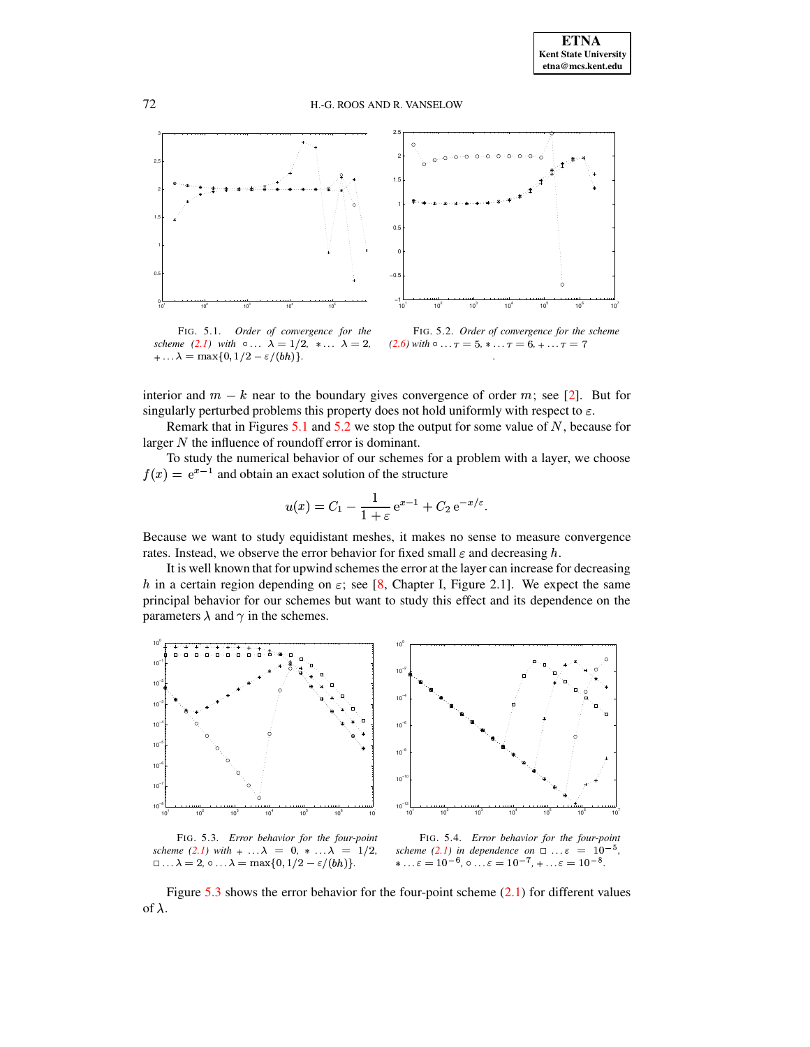FIG. 5.1. *Order of convergence for the scheme (2.1) with* $\circ \ldots\ \lambda = 1/2$, $* \ldots\ \lambda = 2$, $+ \ldots \lambda = \max\{0, 1/2 - \varepsilon/(bh)\}$.

FIG. 5.2. *Order of convergence for the scheme (2.6) with* $\circ \ldots \tau = 5$, $* \ldots \tau = 6$, $+ \ldots \tau = 7$

interior and $m - k$ near to the boundary gives convergence of order $m$; see [2]. But for singularly perturbed problems this property does not hold uniformly with respect to $\varepsilon$.

Remark that in Figures 5.1 and 5.2 we stop the output for some value of $N$, because for larger $N$ the influence of roundoff error is dominant.

To study the numerical behavior of our schemes for a problem with a layer, we choose $f(x) = \mathrm{e}^{x-1}$ and obtain an exact solution of the structure

$$u(x) = C_1 - \frac{1}{1+\varepsilon}\,\mathrm{e}^{x-1} + C_2\,\mathrm{e}^{-x/\varepsilon}.$$

Because we want to study equidistant meshes, it makes no sense to measure convergence rates. Instead, we observe the error behavior for fixed small $\varepsilon$ and decreasing $h$.

It is well known that for upwind schemes the error at the layer can increase for decreasing $h$ in a certain region depending on $\varepsilon$; see [8, Chapter I, Figure 2.1]. We expect the same principal behavior for our schemes but want to study this effect and its dependence on the parameters $\lambda$ and $\gamma$ in the schemes.

FIG. 5.3. *Error behavior for the four-point scheme (2.1) with* $+ \ldots \lambda = 0$, $* \ldots \lambda = 1/2$, $\square \ldots \lambda = 2$, $\circ \ldots \lambda = \max\{0, 1/2 - \varepsilon/(bh)\}$.

FIG. 5.4. *Error behavior for the four-point scheme (2.1) in dependence on* $\square \ldots \varepsilon = 10^{-5}$, $* \ldots \varepsilon = 10^{-6}$, $\circ \ldots \varepsilon = 10^{-7}$, $+ \ldots \varepsilon = 10^{-8}$.

Figure 5.3 shows the error behavior for the four-point scheme (2.1) for different values of $\lambda$.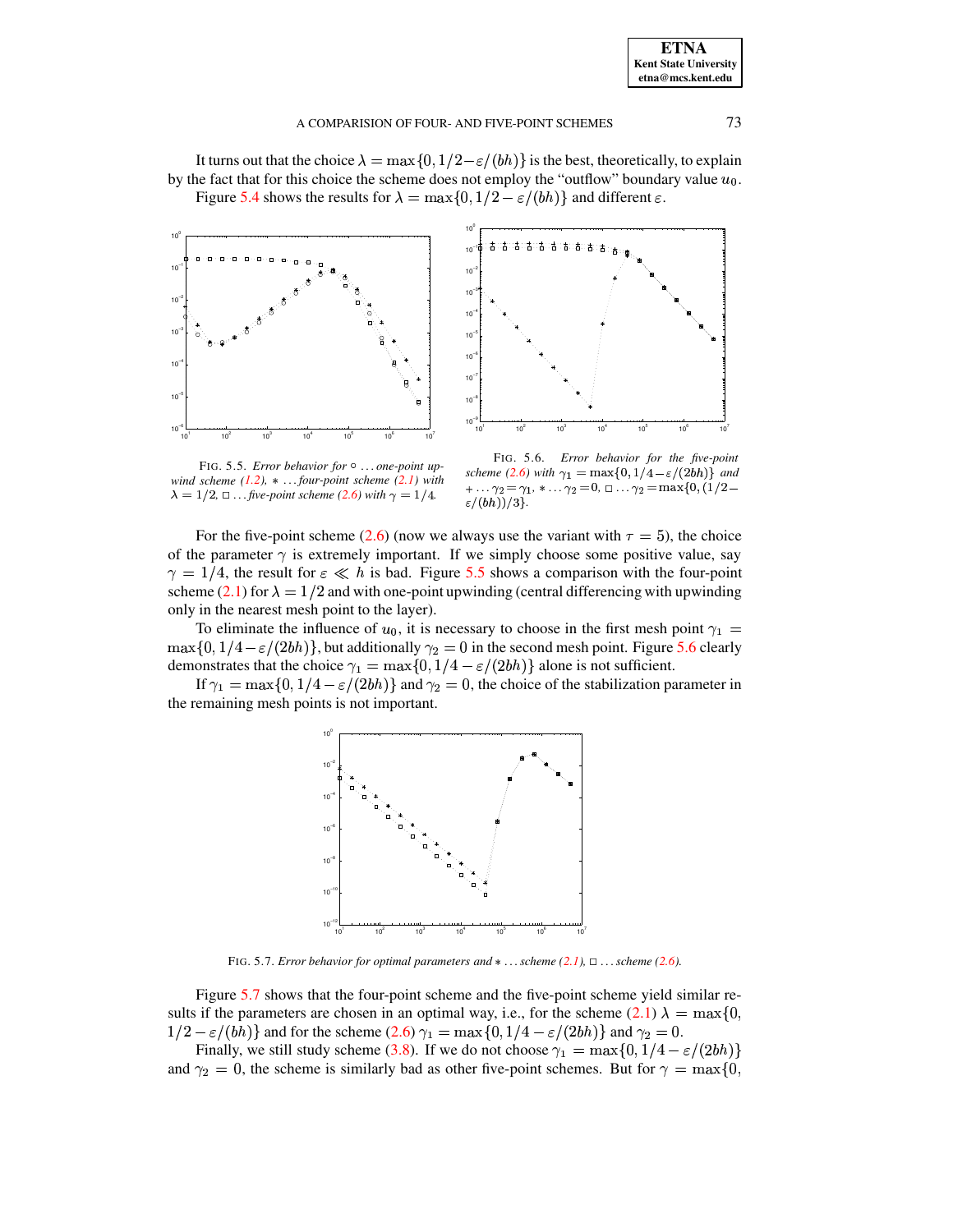It turns out that the choice $\lambda = \max\{0, 1/2 - \varepsilon/(bh)\}$ is the best, theoretically, to explain by the fact that for this choice the scheme does not employ the "outflow" boundary value $u_0$.

Figure 5.4 shows the results for $\lambda = \max\{0, 1/2 - \varepsilon/(bh)\}$ and different $\varepsilon$.

FIG. 5.5. *Error behavior for* ○ ... *one-point upwind scheme (1.2),* ∗ ... *four-point scheme (2.1) with* $\lambda = 1/2$, □ ... *five-point scheme (2.6) with* $\gamma = 1/4$.

FIG. 5.6. *Error behavior for the five-point scheme (2.6) with* $\gamma_1 = \max\{0, 1/4 - \varepsilon/(2bh)\}$ *and* $+ \ldots \gamma_2 = \gamma_1$, $* \ldots \gamma_2 = 0$, $\square \ldots \gamma_2 = \max\{0, (1/2 - \varepsilon/(bh))/3\}$.

For the five-point scheme (2.6) (now we always use the variant with $\tau = 5$), the choice of the parameter $\gamma$ is extremely important. If we simply choose some positive value, say $\gamma = 1/4$, the result for $\varepsilon \ll h$ is bad. Figure 5.5 shows a comparison with the four-point scheme (2.1) for $\lambda = 1/2$ and with one-point upwinding (central differencing with upwinding only in the nearest mesh point to the layer).

To eliminate the influence of $u_0$, it is necessary to choose in the first mesh point $\gamma_1 = \max\{0, 1/4 - \varepsilon/(2bh)\}$, but additionally $\gamma_2 = 0$ in the second mesh point. Figure 5.6 clearly demonstrates that the choice $\gamma_1 = \max\{0, 1/4 - \varepsilon/(2bh)\}$ alone is not sufficient.

If $\gamma_1 = \max\{0, 1/4 - \varepsilon/(2bh)\}$ and $\gamma_2 = 0$, the choice of the stabilization parameter in the remaining mesh points is not important.

FIG. 5.7. *Error behavior for optimal parameters and* ∗ ... *scheme (2.1),* □ ... *scheme (2.6).*

Figure 5.7 shows that the four-point scheme and the five-point scheme yield similar results if the parameters are chosen in an optimal way, i.e., for the scheme (2.1) $\lambda = \max\{0, 1/2 - \varepsilon/(bh)\}$ and for the scheme (2.6) $\gamma_1 = \max\{0, 1/4 - \varepsilon/(2bh)\}$ and $\gamma_2 = 0$.

Finally, we still study scheme (3.8). If we do not choose $\gamma_1 = \max\{0, 1/4 - \varepsilon/(2bh)\}$ and $\gamma_2 = 0$, the scheme is similarly bad as other five-point schemes. But for $\gamma = \max\{0,$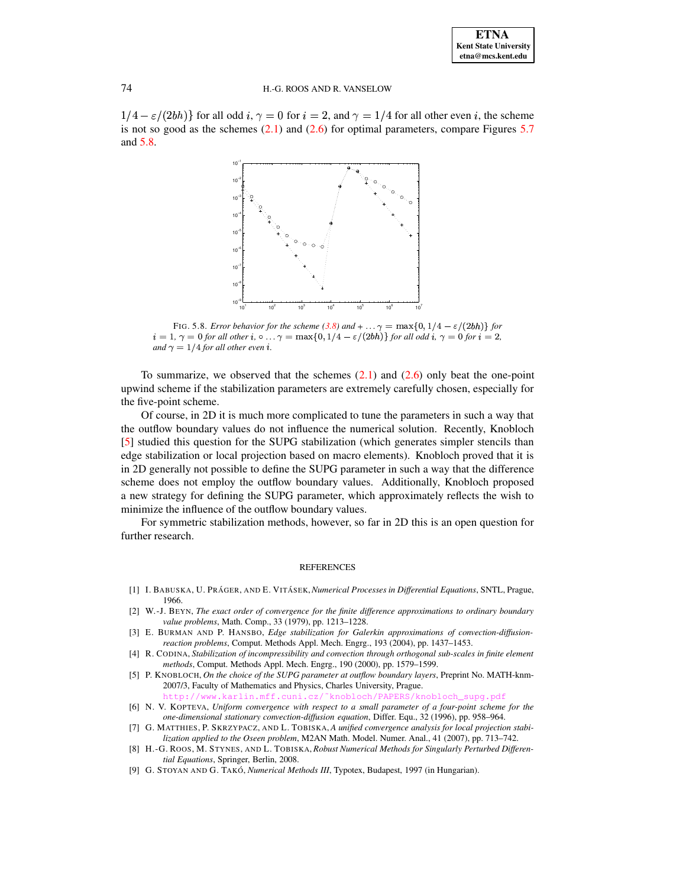$1/4 - \varepsilon/(2bh)\}$ for all odd $i$, $\gamma = 0$ for $i = 2$, and $\gamma = 1/4$ for all other even $i$, the scheme is not so good as the schemes (2.1) and (2.6) for optimal parameters, compare Figures 5.7 and 5.8.

FIG. 5.8. *Error behavior for the scheme (3.8) and* $+ \ldots \gamma = \max\{0, 1/4 - \varepsilon/(2bh)\}$ *for* $i = 1$, $\gamma = 0$ *for all other* $i$, $\circ \ldots \gamma = \max\{0, 1/4 - \varepsilon/(2bh)\}$ *for all odd* $i$, $\gamma = 0$ *for* $i = 2$, *and* $\gamma = 1/4$ *for all other even* $i$.

To summarize, we observed that the schemes (2.1) and (2.6) only beat the one-point upwind scheme if the stabilization parameters are extremely carefully chosen, especially for the five-point scheme.

Of course, in 2D it is much more complicated to tune the parameters in such a way that the outflow boundary values do not influence the numerical solution. Recently, Knobloch [5] studied this question for the SUPG stabilization (which generates simpler stencils than edge stabilization or local projection based on macro elements). Knobloch proved that it is in 2D generally not possible to define the SUPG parameter in such a way that the difference scheme does not employ the outflow boundary values. Additionally, Knobloch proposed a new strategy for defining the SUPG parameter, which approximately reflects the wish to minimize the influence of the outflow boundary values.

For symmetric stabilization methods, however, so far in 2D this is an open question for further research.

## REFERENCES

[1] I. BABUSKA, U. PRÁGER, AND E. VITÁSEK, *Numerical Processes in Differential Equations*, SNTL, Prague, 1966.

[2] W.-J. BEYN, *The exact order of convergence for the finite difference approximations to ordinary boundary value problems*, Math. Comp., 33 (1979), pp. 1213–1228.

[3] E. BURMAN AND P. HANSBO, *Edge stabilization for Galerkin approximations of convection-diffusion-reaction problems*, Comput. Methods Appl. Mech. Engrg., 193 (2004), pp. 1437–1453.

[4] R. CODINA, *Stabilization of incompressibility and convection through orthogonal sub-scales in finite element methods*, Comput. Methods Appl. Mech. Engrg., 190 (2000), pp. 1579–1599.

[5] P. KNOBLOCH, *On the choice of the SUPG parameter at outflow boundary layers*, Preprint No. MATH-knm-2007/3, Faculty of Mathematics and Physics, Charles University, Prague. http://www.karlin.mff.cuni.cz/~knobloch/PAPERS/knobloch_supg.pdf

[6] N. V. KOPTEVA, *Uniform convergence with respect to a small parameter of a four-point scheme for the one-dimensional stationary convection-diffusion equation*, Differ. Equ., 32 (1996), pp. 958–964.

[7] G. MATTHIES, P. SKRZYPACZ, AND L. TOBISKA, *A unified convergence analysis for local projection stabilization applied to the Oseen problem*, M2AN Math. Model. Numer. Anal., 41 (2007), pp. 713–742.

[8] H.-G. ROOS, M. STYNES, AND L. TOBISKA, *Robust Numerical Methods for Singularly Perturbed Differential Equations*, Springer, Berlin, 2008.

[9] G. STOYAN AND G. TAKÓ, *Numerical Methods III*, Typotex, Budapest, 1997 (in Hungarian).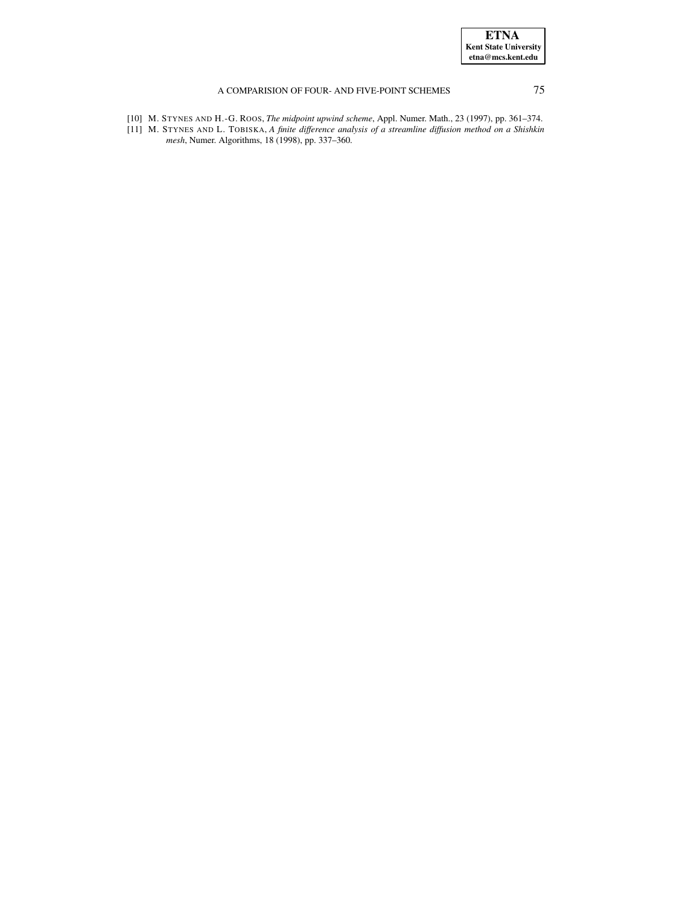[10] M. Stynes and H.-G. Roos, *The midpoint upwind scheme*, Appl. Numer. Math., 23 (1997), pp. 361–374.

[11] M. Stynes and L. Tobiska, *A finite difference analysis of a streamline diffusion method on a Shishkin mesh*, Numer. Algorithms, 18 (1998), pp. 337–360.